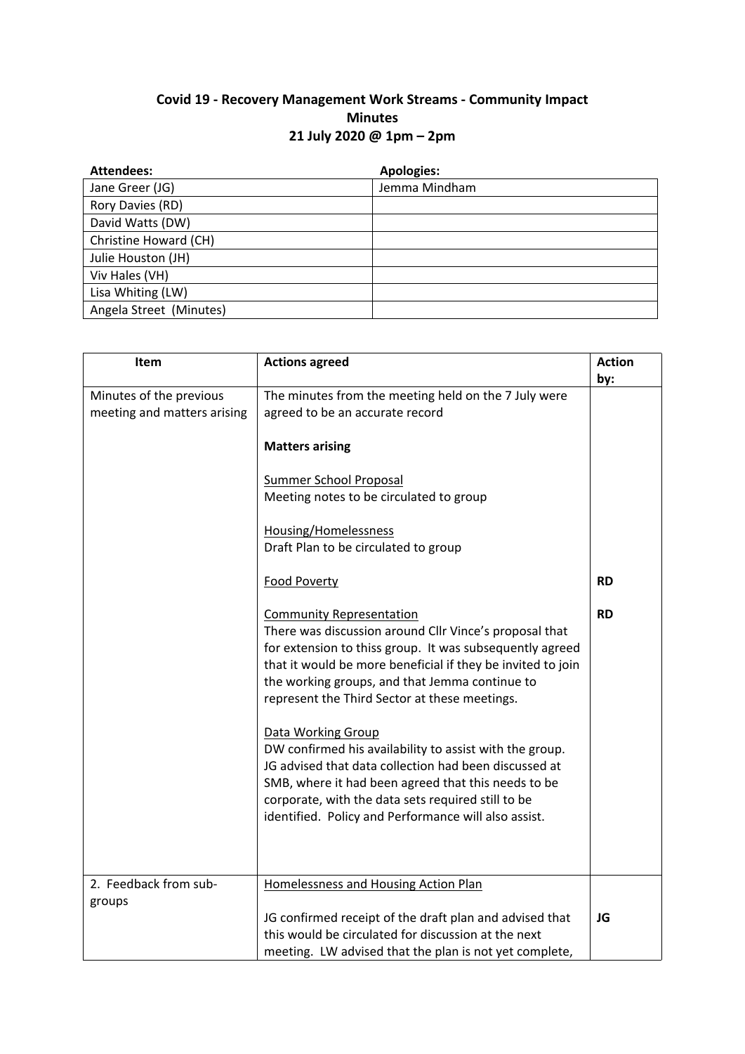**Covid 19 - Recovery Management Work Streams - Community Impact**
**Minutes**
**21 July 2020 @ 1pm – 2pm**

| **Attendees:** | **Apologies:** |
|---|---|
| Jane Greer (JG) | Jemma Mindham |
| Rory Davies (RD) | |
| David Watts (DW) | |
| Christine Howard (CH) | |
| Julie Houston (JH) | |
| Viv Hales (VH) | |
| Lisa Whiting (LW) | |
| Angela Street (Minutes) | |

| **Item** | **Actions agreed** | **Action by:** |
|---|---|---|
| Minutes of the previous meeting and matters arising | The minutes from the meeting held on the 7 July were agreed to be an accurate record<br><br>**Matters arising**<br><br><u>Summer School Proposal</u><br>Meeting notes to be circulated to group<br><br><u>Housing/Homelessness</u><br>Draft Plan to be circulated to group<br><br><u>Food Poverty</u><br><br><u>Community Representation</u><br>There was discussion around Cllr Vince's proposal that for extension to thiss group. It was subsequently agreed that it would be more beneficial if they be invited to join the working groups, and that Jemma continue to represent the Third Sector at these meetings.<br><br><u>Data Working Group</u><br>DW confirmed his availability to assist with the group. JG advised that data collection had been discussed at SMB, where it had been agreed that this needs to be corporate, with the data sets required still to be identified. Policy and Performance will also assist. | <br><br><br><br><br><br><br><br><br><br>**RD**<br><br>**RD** |
| 2. Feedback from sub-groups | <u>Homelessness and Housing Action Plan</u><br><br>JG confirmed receipt of the draft plan and advised that this would be circulated for discussion at the next meeting. LW advised that the plan is not yet complete, | <br><br>**JG** |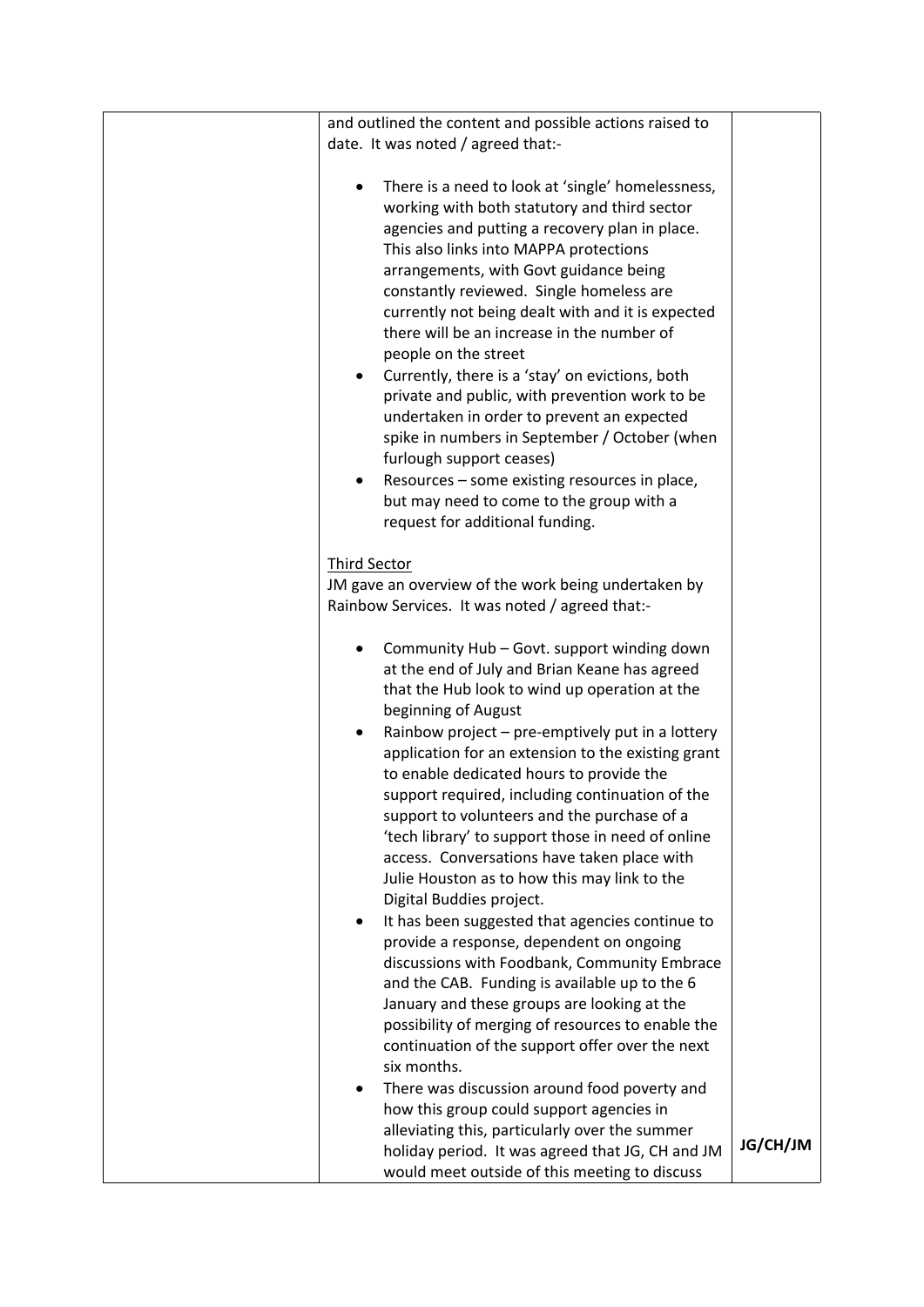| | | |
|---|---|---|
| | and outlined the content and possible actions raised to date. It was noted / agreed that:-<br><br>• There is a need to look at 'single' homelessness, working with both statutory and third sector agencies and putting a recovery plan in place. This also links into MAPPA protections arrangements, with Govt guidance being constantly reviewed. Single homeless are currently not being dealt with and it is expected there will be an increase in the number of people on the street<br>• Currently, there is a 'stay' on evictions, both private and public, with prevention work to be undertaken in order to prevent an expected spike in numbers in September / October (when furlough support ceases)<br>• Resources – some existing resources in place, but may need to come to the group with a request for additional funding.<br><br><u>Third Sector</u><br>JM gave an overview of the work being undertaken by Rainbow Services. It was noted / agreed that:-<br><br>• Community Hub – Govt. support winding down at the end of July and Brian Keane has agreed that the Hub look to wind up operation at the beginning of August<br>• Rainbow project – pre-emptively put in a lottery application for an extension to the existing grant to enable dedicated hours to provide the support required, including continuation of the support to volunteers and the purchase of a 'tech library' to support those in need of online access. Conversations have taken place with Julie Houston as to how this may link to the Digital Buddies project.<br>• It has been suggested that agencies continue to provide a response, dependent on ongoing discussions with Foodbank, Community Embrace and the CAB. Funding is available up to the 6 January and these groups are looking at the possibility of merging of resources to enable the continuation of the support offer over the next six months.<br>• There was discussion around food poverty and how this group could support agencies in alleviating this, particularly over the summer holiday period. It was agreed that JG, CH and JM would meet outside of this meeting to discuss | **JG/CH/JM** |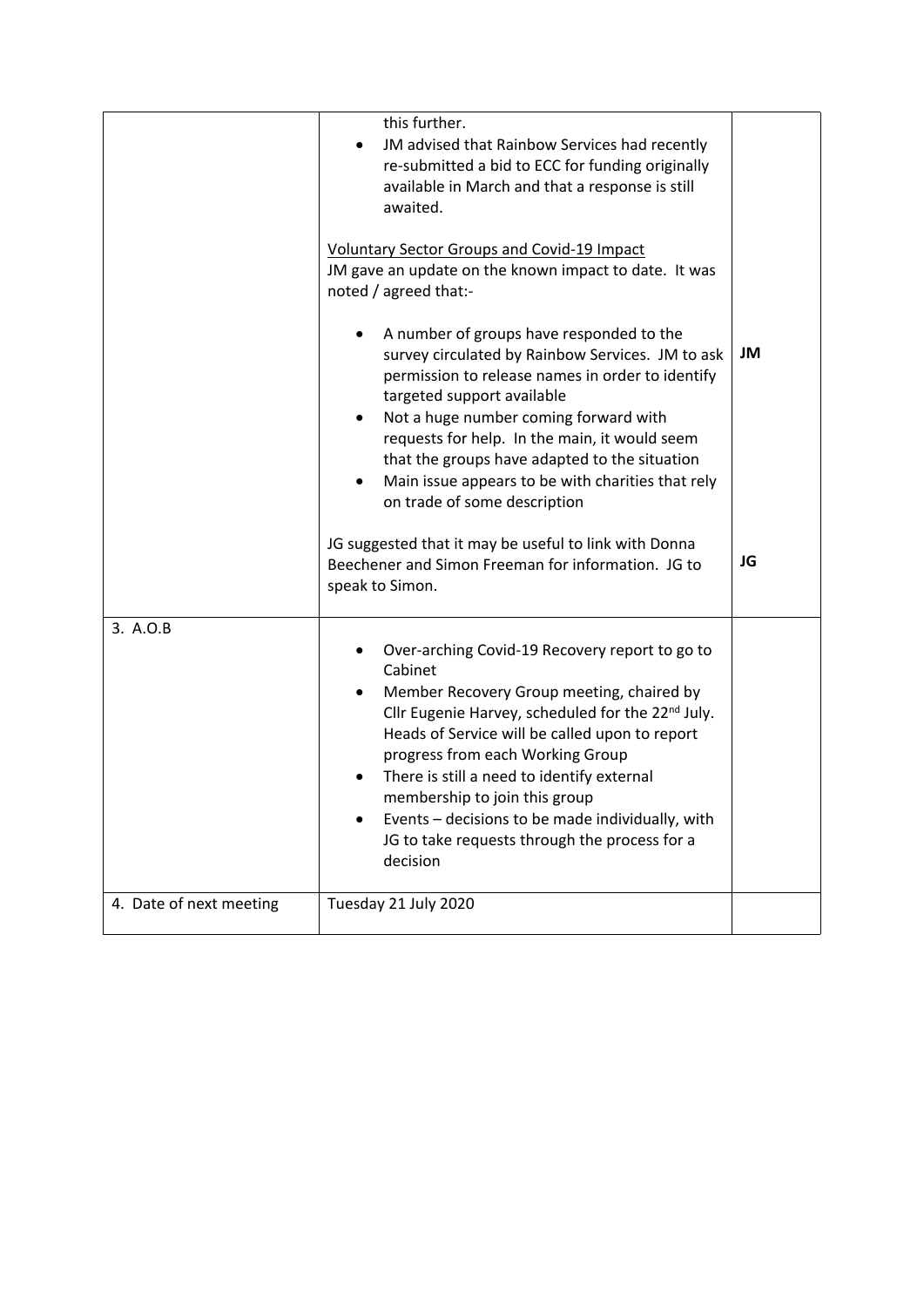| | | |
|---|---|---|
| | this further.<br>• JM advised that Rainbow Services had recently re-submitted a bid to ECC for funding originally available in March and that a response is still awaited.<br><br><u>Voluntary Sector Groups and Covid-19 Impact</u><br>JM gave an update on the known impact to date. It was noted / agreed that:-<br><br>• A number of groups have responded to the survey circulated by Rainbow Services. JM to ask permission to release names in order to identify targeted support available<br>• Not a huge number coming forward with requests for help. In the main, it would seem that the groups have adapted to the situation<br>• Main issue appears to be with charities that rely on trade of some description<br><br>JG suggested that it may be useful to link with Donna Beechener and Simon Freeman for information. JG to speak to Simon. | **JM**<br><br><br><br>**JG** |
| 3. A.O.B | • Over-arching Covid-19 Recovery report to go to Cabinet<br>• Member Recovery Group meeting, chaired by Cllr Eugenie Harvey, scheduled for the 22nd July. Heads of Service will be called upon to report progress from each Working Group<br>• There is still a need to identify external membership to join this group<br>• Events – decisions to be made individually, with JG to take requests through the process for a decision | |
| 4. Date of next meeting | Tuesday 21 July 2020 | |